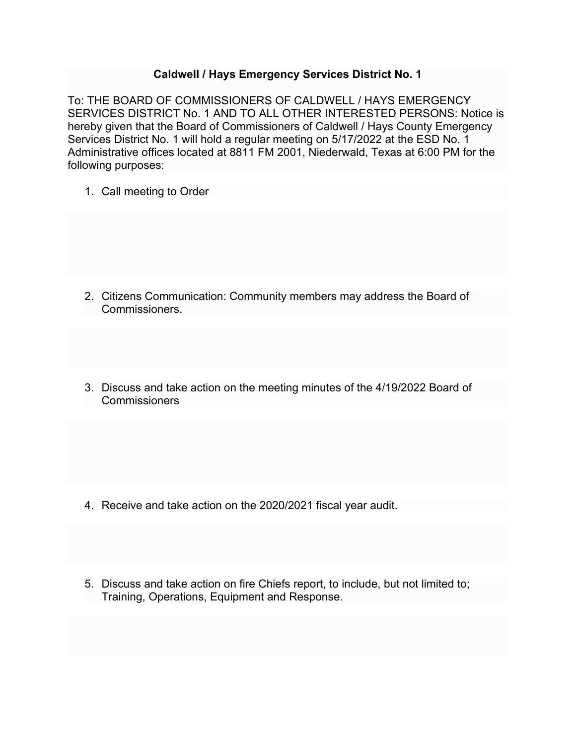# Caldwell / Hays Emergency Services District No. 1

To: THE BOARD OF COMMISSIONERS OF CALDWELL / HAYS EMERGENCY SERVICES DISTRICT No. 1 AND TO ALL OTHER INTERESTED PERSONS: Notice is hereby given that the Board of Commissioners of Caldwell / Hays County Emergency Services District No. 1 will hold a regular meeting on 5/17/2022 at the ESD No. 1 Administrative offices located at 8811 FM 2001, Niederwald, Texas at 6:00 PM for the following purposes:

1. Call meeting to Order

2. Citizens Communication: Community members may address the Board of Commissioners.

3. Discuss and take action on the meeting minutes of the 4/19/2022 Board of Commissioners

4. Receive and take action on the 2020/2021 fiscal year audit.

5. Discuss and take action on fire Chiefs report, to include, but not limited to; Training, Operations, Equipment and Response.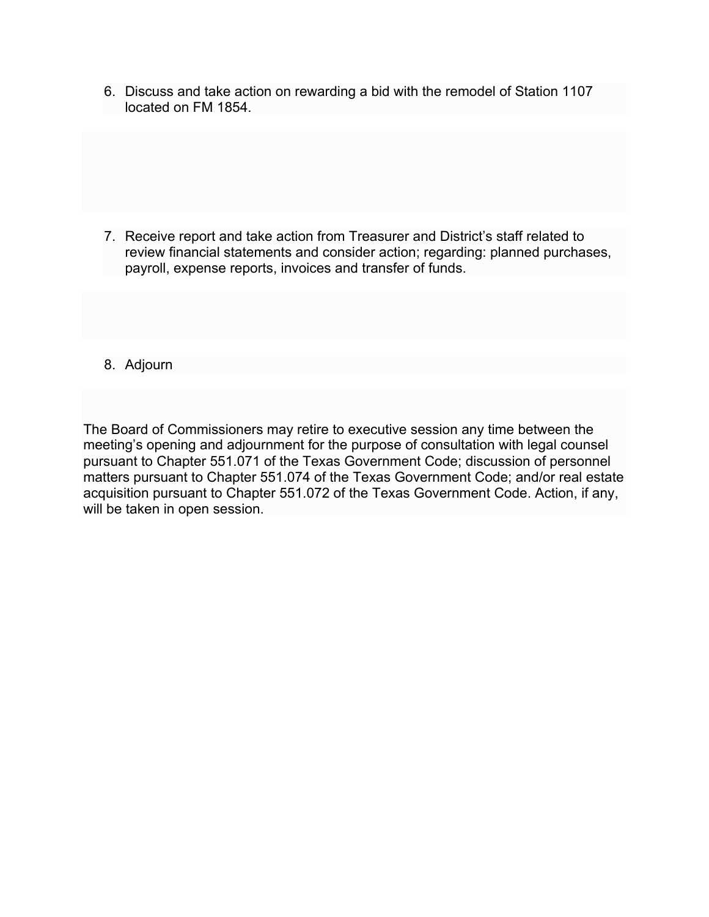6. Discuss and take action on rewarding a bid with the remodel of Station 1107 located on FM 1854.

7. Receive report and take action from Treasurer and District's staff related to review financial statements and consider action; regarding: planned purchases, payroll, expense reports, invoices and transfer of funds.

8. Adjourn

The Board of Commissioners may retire to executive session any time between the meeting's opening and adjournment for the purpose of consultation with legal counsel pursuant to Chapter 551.071 of the Texas Government Code; discussion of personnel matters pursuant to Chapter 551.074 of the Texas Government Code; and/or real estate acquisition pursuant to Chapter 551.072 of the Texas Government Code. Action, if any, will be taken in open session.